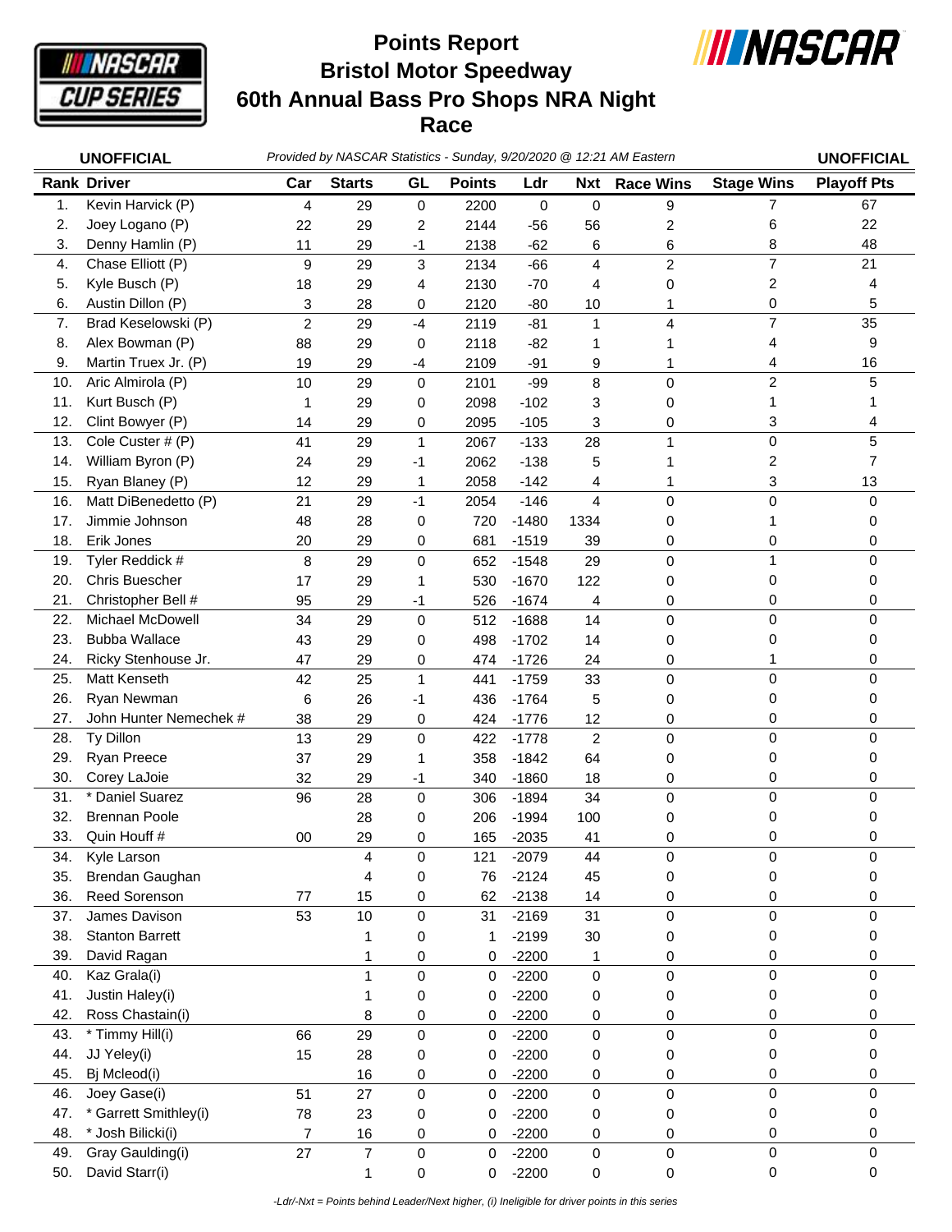# Points Report
# Bristol Motor Speedway
# 60th Annual Bass Pro Shops NRA Night Race

**UNOFFICIAL** *Provided by NASCAR Statistics - Sunday, 9/20/2020 @ 12:21 AM Eastern* **UNOFFICIAL**

| Rank | Driver | Car | Starts | GL | Points | Ldr | Nxt | Race Wins | Stage Wins | Playoff Pts |
|---|---|---|---|---|---|---|---|---|---|---|
| 1. | Kevin Harvick (P) | 4 | 29 | 0 | 2200 | 0 | 0 | 9 | 7 | 67 |
| 2. | Joey Logano (P) | 22 | 29 | 2 | 2144 | -56 | 56 | 2 | 6 | 22 |
| 3. | Denny Hamlin (P) | 11 | 29 | -1 | 2138 | -62 | 6 | 6 | 8 | 48 |
| 4. | Chase Elliott (P) | 9 | 29 | 3 | 2134 | -66 | 4 | 2 | 7 | 21 |
| 5. | Kyle Busch (P) | 18 | 29 | 4 | 2130 | -70 | 4 | 0 | 2 | 4 |
| 6. | Austin Dillon (P) | 3 | 28 | 0 | 2120 | -80 | 10 | 1 | 0 | 5 |
| 7. | Brad Keselowski (P) | 2 | 29 | -4 | 2119 | -81 | 1 | 4 | 7 | 35 |
| 8. | Alex Bowman (P) | 88 | 29 | 0 | 2118 | -82 | 1 | 1 | 4 | 9 |
| 9. | Martin Truex Jr. (P) | 19 | 29 | -4 | 2109 | -91 | 9 | 1 | 4 | 16 |
| 10. | Aric Almirola (P) | 10 | 29 | 0 | 2101 | -99 | 8 | 0 | 2 | 5 |
| 11. | Kurt Busch (P) | 1 | 29 | 0 | 2098 | -102 | 3 | 0 | 1 | 1 |
| 12. | Clint Bowyer (P) | 14 | 29 | 0 | 2095 | -105 | 3 | 0 | 3 | 4 |
| 13. | Cole Custer # (P) | 41 | 29 | 1 | 2067 | -133 | 28 | 1 | 0 | 5 |
| 14. | William Byron (P) | 24 | 29 | -1 | 2062 | -138 | 5 | 1 | 2 | 7 |
| 15. | Ryan Blaney (P) | 12 | 29 | 1 | 2058 | -142 | 4 | 1 | 3 | 13 |
| 16. | Matt DiBenedetto (P) | 21 | 29 | -1 | 2054 | -146 | 4 | 0 | 0 | 0 |
| 17. | Jimmie Johnson | 48 | 28 | 0 | 720 | -1480 | 1334 | 0 | 1 | 0 |
| 18. | Erik Jones | 20 | 29 | 0 | 681 | -1519 | 39 | 0 | 0 | 0 |
| 19. | Tyler Reddick # | 8 | 29 | 0 | 652 | -1548 | 29 | 0 | 1 | 0 |
| 20. | Chris Buescher | 17 | 29 | 1 | 530 | -1670 | 122 | 0 | 0 | 0 |
| 21. | Christopher Bell # | 95 | 29 | -1 | 526 | -1674 | 4 | 0 | 0 | 0 |
| 22. | Michael McDowell | 34 | 29 | 0 | 512 | -1688 | 14 | 0 | 0 | 0 |
| 23. | Bubba Wallace | 43 | 29 | 0 | 498 | -1702 | 14 | 0 | 0 | 0 |
| 24. | Ricky Stenhouse Jr. | 47 | 29 | 0 | 474 | -1726 | 24 | 0 | 1 | 0 |
| 25. | Matt Kenseth | 42 | 25 | 1 | 441 | -1759 | 33 | 0 | 0 | 0 |
| 26. | Ryan Newman | 6 | 26 | -1 | 436 | -1764 | 5 | 0 | 0 | 0 |
| 27. | John Hunter Nemechek # | 38 | 29 | 0 | 424 | -1776 | 12 | 0 | 0 | 0 |
| 28. | Ty Dillon | 13 | 29 | 0 | 422 | -1778 | 2 | 0 | 0 | 0 |
| 29. | Ryan Preece | 37 | 29 | 1 | 358 | -1842 | 64 | 0 | 0 | 0 |
| 30. | Corey LaJoie | 32 | 29 | -1 | 340 | -1860 | 18 | 0 | 0 | 0 |
| 31. | * Daniel Suarez | 96 | 28 | 0 | 306 | -1894 | 34 | 0 | 0 | 0 |
| 32. | Brennan Poole | | 28 | 0 | 206 | -1994 | 100 | 0 | 0 | 0 |
| 33. | Quin Houff # | 00 | 29 | 0 | 165 | -2035 | 41 | 0 | 0 | 0 |
| 34. | Kyle Larson | | 4 | 0 | 121 | -2079 | 44 | 0 | 0 | 0 |
| 35. | Brendan Gaughan | | 4 | 0 | 76 | -2124 | 45 | 0 | 0 | 0 |
| 36. | Reed Sorenson | 77 | 15 | 0 | 62 | -2138 | 14 | 0 | 0 | 0 |
| 37. | James Davison | 53 | 10 | 0 | 31 | -2169 | 31 | 0 | 0 | 0 |
| 38. | Stanton Barrett | | 1 | 0 | 1 | -2199 | 30 | 0 | 0 | 0 |
| 39. | David Ragan | | 1 | 0 | 0 | -2200 | 1 | 0 | 0 | 0 |
| 40. | Kaz Grala(i) | | 1 | 0 | 0 | -2200 | 0 | 0 | 0 | 0 |
| 41. | Justin Haley(i) | | 1 | 0 | 0 | -2200 | 0 | 0 | 0 | 0 |
| 42. | Ross Chastain(i) | | 8 | 0 | 0 | -2200 | 0 | 0 | 0 | 0 |
| 43. | * Timmy Hill(i) | 66 | 29 | 0 | 0 | -2200 | 0 | 0 | 0 | 0 |
| 44. | JJ Yeley(i) | 15 | 28 | 0 | 0 | -2200 | 0 | 0 | 0 | 0 |
| 45. | Bj Mcleod(i) | | 16 | 0 | 0 | -2200 | 0 | 0 | 0 | 0 |
| 46. | Joey Gase(i) | 51 | 27 | 0 | 0 | -2200 | 0 | 0 | 0 | 0 |
| 47. | * Garrett Smithley(i) | 78 | 23 | 0 | 0 | -2200 | 0 | 0 | 0 | 0 |
| 48. | * Josh Bilicki(i) | 7 | 16 | 0 | 0 | -2200 | 0 | 0 | 0 | 0 |
| 49. | Gray Gaulding(i) | 27 | 7 | 0 | 0 | -2200 | 0 | 0 | 0 | 0 |
| 50. | David Starr(i) | | 1 | 0 | 0 | -2200 | 0 | 0 | 0 | 0 |

*-Ldr/-Nxt = Points behind Leader/Next higher, (i) Ineligible for driver points in this series*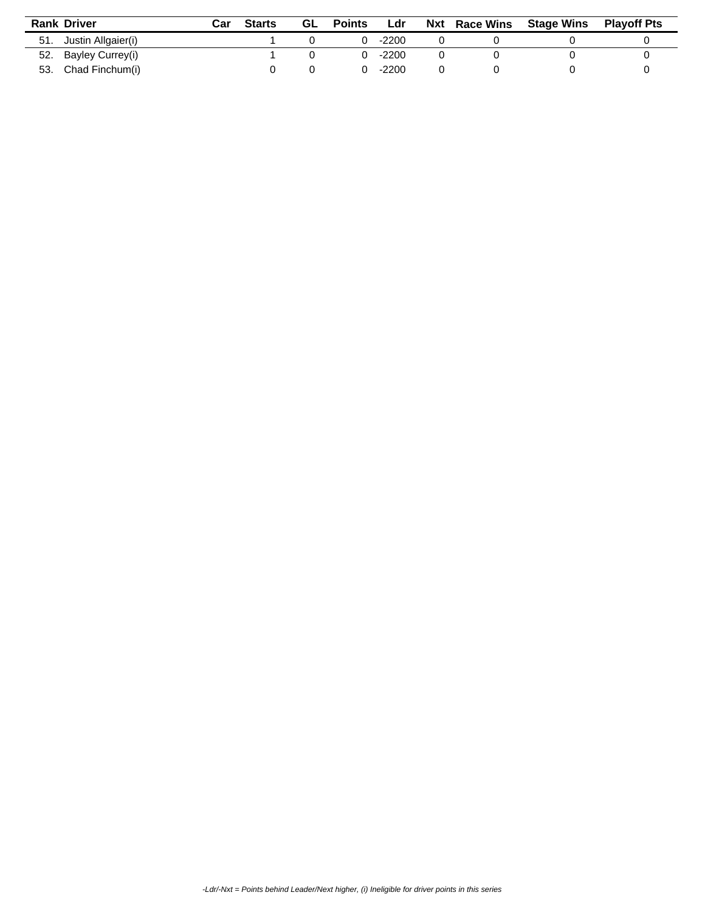| Rank | Driver | Car | Starts | GL | Points | Ldr | Nxt | Race Wins | Stage Wins | Playoff Pts |
|---|---|---|---|---|---|---|---|---|---|---|
| 51. | Justin Allgaier(i) | | 1 | 0 | 0 | -2200 | 0 | 0 | 0 | 0 |
| 52. | Bayley Currey(i) | | 1 | 0 | 0 | -2200 | 0 | 0 | 0 | 0 |
| 53. | Chad Finchum(i) | | 0 | 0 | 0 | -2200 | 0 | 0 | 0 | 0 |

*-Ldr/-Nxt = Points behind Leader/Next higher, (i) Ineligible for driver points in this series*